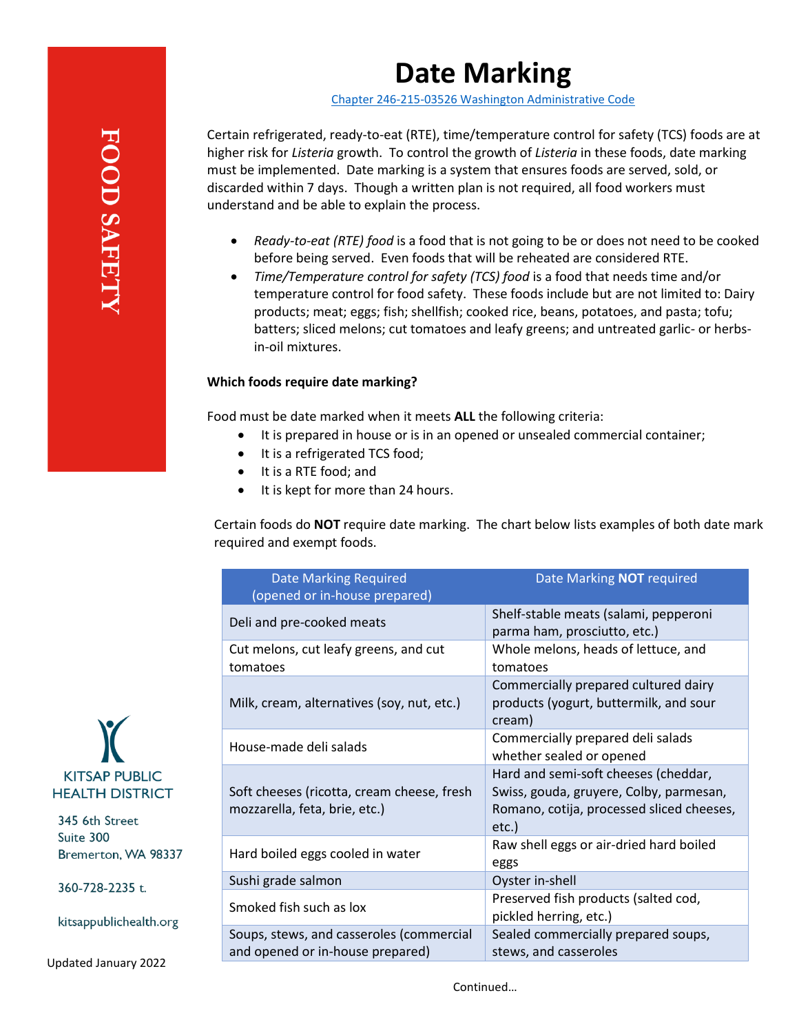FOOD SAFETY

# Date Marking

Chapter 246-215-03526 Washington Administrative Code

Certain refrigerated, ready-to-eat (RTE), time/temperature control for safety (TCS) foods are at higher risk for *Listeria* growth. To control the growth of *Listeria* in these foods, date marking must be implemented. Date marking is a system that ensures foods are served, sold, or discarded within 7 days. Though a written plan is not required, all food workers must understand and be able to explain the process.

- *Ready-to-eat (RTE) food* is a food that is not going to be or does not need to be cooked before being served. Even foods that will be reheated are considered RTE.
- *Time/Temperature control for safety (TCS) food* is a food that needs time and/or temperature control for food safety. These foods include but are not limited to: Dairy products; meat; eggs; fish; shellfish; cooked rice, beans, potatoes, and pasta; tofu; batters; sliced melons; cut tomatoes and leafy greens; and untreated garlic- or herbs-in-oil mixtures.

**Which foods require date marking?**

Food must be date marked when it meets **ALL** the following criteria:

- It is prepared in house or is in an opened or unsealed commercial container;
- It is a refrigerated TCS food;
- It is a RTE food; and
- It is kept for more than 24 hours.

Certain foods do **NOT** require date marking. The chart below lists examples of both date mark required and exempt foods.

| Date Marking Required (opened or in-house prepared) | Date Marking **NOT** required |
|---|---|
| Deli and pre-cooked meats | Shelf-stable meats (salami, pepperoni parma ham, prosciutto, etc.) |
| Cut melons, cut leafy greens, and cut tomatoes | Whole melons, heads of lettuce, and tomatoes |
| Milk, cream, alternatives (soy, nut, etc.) | Commercially prepared cultured dairy products (yogurt, buttermilk, and sour cream) |
| House-made deli salads | Commercially prepared deli salads whether sealed or opened |
| Soft cheeses (ricotta, cream cheese, fresh mozzarella, feta, brie, etc.) | Hard and semi-soft cheeses (cheddar, Swiss, gouda, gruyere, Colby, parmesan, Romano, cotija, processed sliced cheeses, etc.) |
| Hard boiled eggs cooled in water | Raw shell eggs or air-dried hard boiled eggs |
| Sushi grade salmon | Oyster in-shell |
| Smoked fish such as lox | Preserved fish products (salted cod, pickled herring, etc.) |
| Soups, stews, and casseroles (commercial and opened or in-house prepared) | Sealed commercially prepared soups, stews, and casseroles |

Continued…

KITSAP PUBLIC HEALTH DISTRICT

345 6th Street
Suite 300
Bremerton, WA 98337

360-728-2235 t.

kitsappublichealth.org

Updated January 2022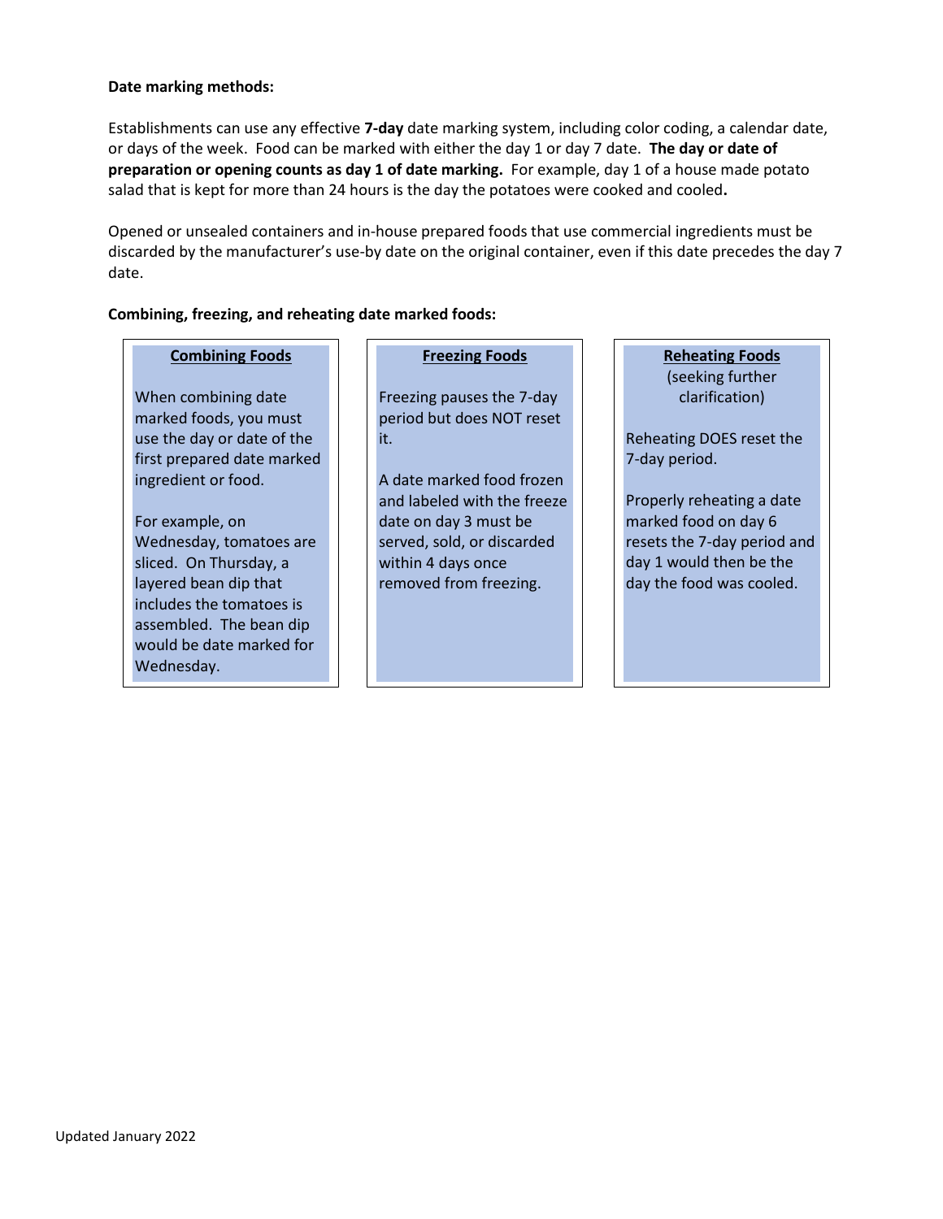**Date marking methods:**

Establishments can use any effective **7-day** date marking system, including color coding, a calendar date, or days of the week. Food can be marked with either the day 1 or day 7 date. **The day or date of preparation or opening counts as day 1 of date marking.** For example, day 1 of a house made potato salad that is kept for more than 24 hours is the day the potatoes were cooked and cooled**.**

Opened or unsealed containers and in-house prepared foods that use commercial ingredients must be discarded by the manufacturer's use-by date on the original container, even if this date precedes the day 7 date.

**Combining, freezing, and reheating date marked foods:**

**Combining Foods**

When combining date marked foods, you must use the day or date of the first prepared date marked ingredient or food.

For example, on Wednesday, tomatoes are sliced. On Thursday, a layered bean dip that includes the tomatoes is assembled. The bean dip would be date marked for Wednesday.

**Freezing Foods**

Freezing pauses the 7-day period but does NOT reset it.

A date marked food frozen and labeled with the freeze date on day 3 must be served, sold, or discarded within 4 days once removed from freezing.

**Reheating Foods**
(seeking further clarification)

Reheating DOES reset the 7-day period.

Properly reheating a date marked food on day 6 resets the 7-day period and day 1 would then be the day the food was cooled.

Updated January 2022